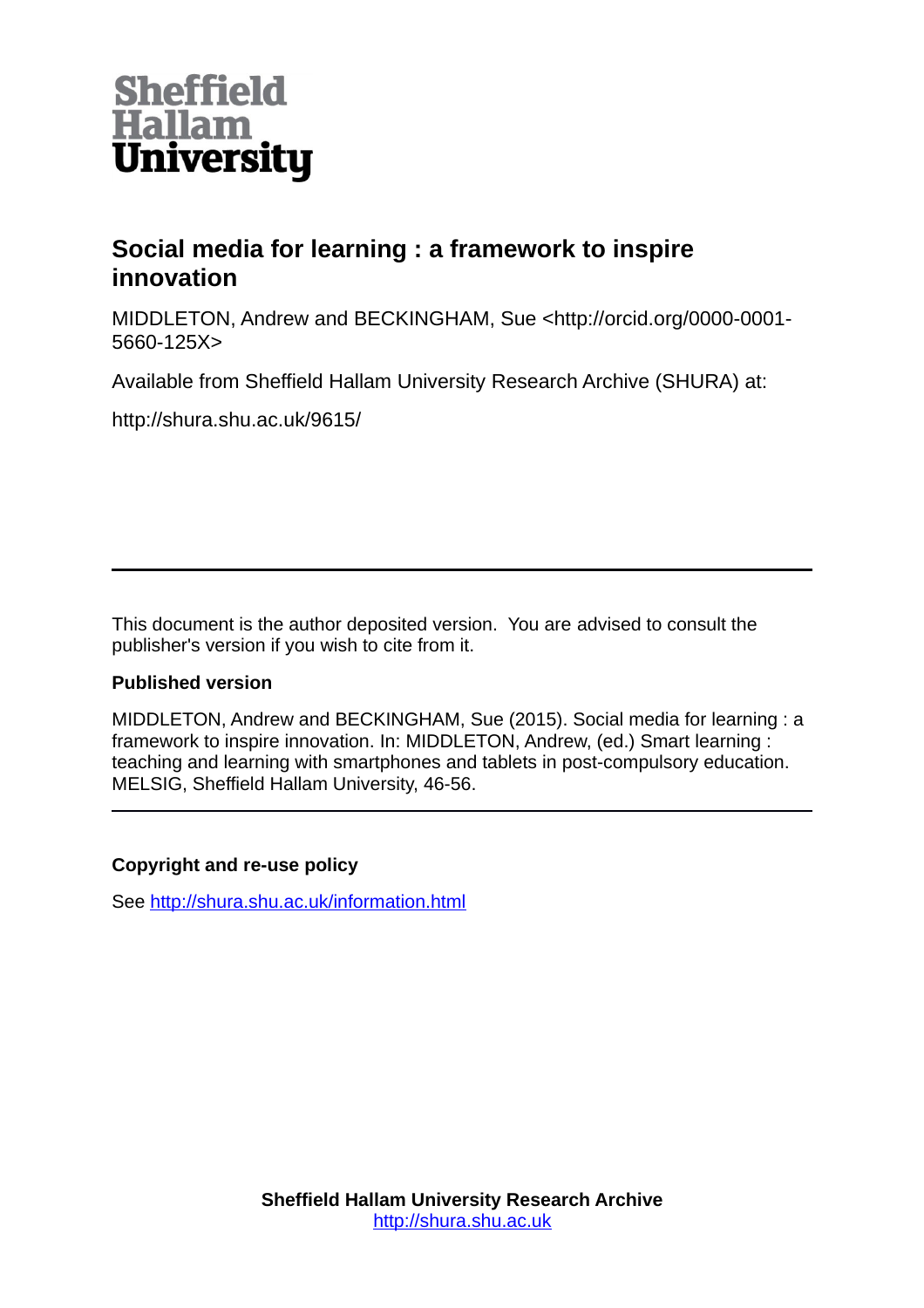Sheffield Hallam University

# Social media for learning : a framework to inspire innovation

MIDDLETON, Andrew and BECKINGHAM, Sue <http://orcid.org/0000-0001-5660-125X>

Available from Sheffield Hallam University Research Archive (SHURA) at:

http://shura.shu.ac.uk/9615/

---

This document is the author deposited version. You are advised to consult the publisher's version if you wish to cite from it.

### Published version

MIDDLETON, Andrew and BECKINGHAM, Sue (2015). Social media for learning : a framework to inspire innovation. In: MIDDLETON, Andrew, (ed.) Smart learning : teaching and learning with smartphones and tablets in post-compulsory education. MELSIG, Sheffield Hallam University, 46-56.

---

### Copyright and re-use policy

See [http://shura.shu.ac.uk/information.html](http://shura.shu.ac.uk/information.html)

**Sheffield Hallam University Research Archive**
[http://shura.shu.ac.uk](http://shura.shu.ac.uk)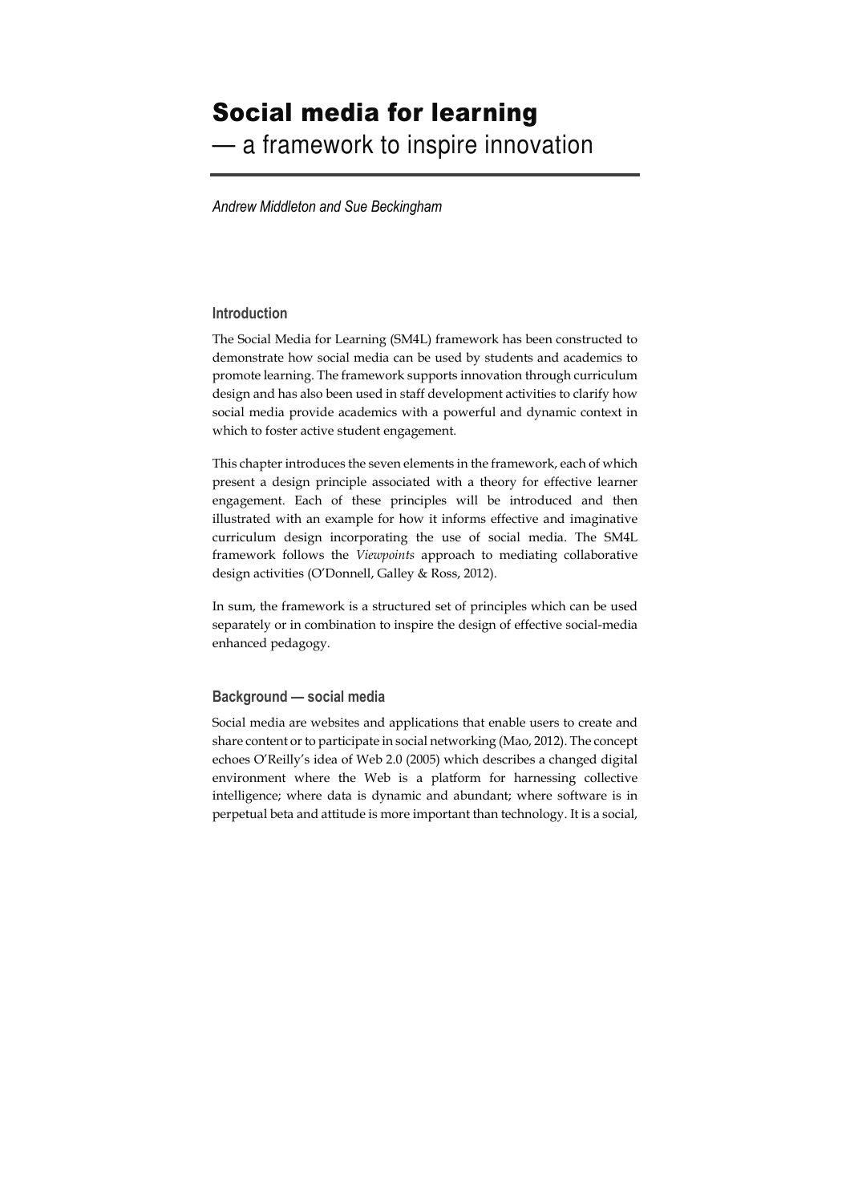# Social media for learning

— a framework to inspire innovation

*Andrew Middleton and Sue Beckingham*

## Introduction

The Social Media for Learning (SM4L) framework has been constructed to demonstrate how social media can be used by students and academics to promote learning. The framework supports innovation through curriculum design and has also been used in staff development activities to clarify how social media provide academics with a powerful and dynamic context in which to foster active student engagement.

This chapter introduces the seven elements in the framework, each of which present a design principle associated with a theory for effective learner engagement. Each of these principles will be introduced and then illustrated with an example for how it informs effective and imaginative curriculum design incorporating the use of social media. The SM4L framework follows the *Viewpoints* approach to mediating collaborative design activities (O'Donnell, Galley & Ross, 2012).

In sum, the framework is a structured set of principles which can be used separately or in combination to inspire the design of effective social-media enhanced pedagogy.

## Background — social media

Social media are websites and applications that enable users to create and share content or to participate in social networking (Mao, 2012). The concept echoes O'Reilly's idea of Web 2.0 (2005) which describes a changed digital environment where the Web is a platform for harnessing collective intelligence; where data is dynamic and abundant; where software is in perpetual beta and attitude is more important than technology. It is a social,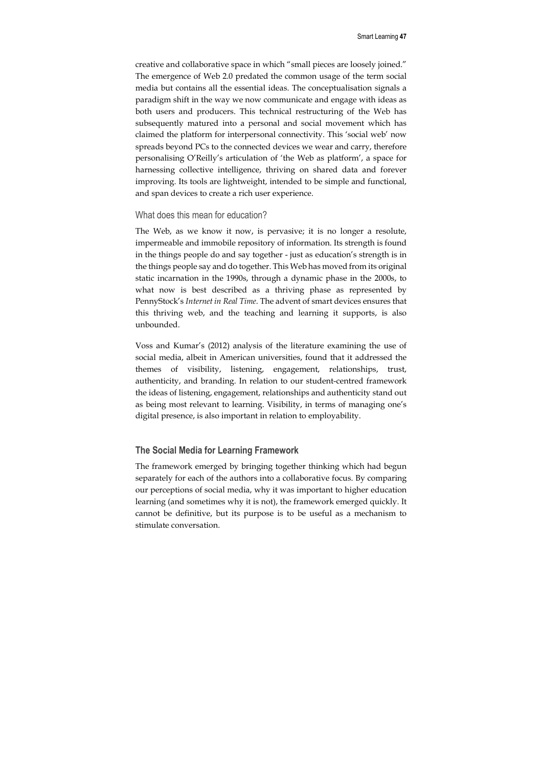creative and collaborative space in which "small pieces are loosely joined." The emergence of Web 2.0 predated the common usage of the term social media but contains all the essential ideas. The conceptualisation signals a paradigm shift in the way we now communicate and engage with ideas as both users and producers. This technical restructuring of the Web has subsequently matured into a personal and social movement which has claimed the platform for interpersonal connectivity. This 'social web' now spreads beyond PCs to the connected devices we wear and carry, therefore personalising O'Reilly's articulation of 'the Web as platform', a space for harnessing collective intelligence, thriving on shared data and forever improving. Its tools are lightweight, intended to be simple and functional, and span devices to create a rich user experience.

### What does this mean for education?

The Web, as we know it now, is pervasive; it is no longer a resolute, impermeable and immobile repository of information. Its strength is found in the things people do and say together - just as education's strength is in the things people say and do together. This Web has moved from its original static incarnation in the 1990s, through a dynamic phase in the 2000s, to what now is best described as a thriving phase as represented by PennyStock's *Internet in Real Time*. The advent of smart devices ensures that this thriving web, and the teaching and learning it supports, is also unbounded.

Voss and Kumar's (2012) analysis of the literature examining the use of social media, albeit in American universities, found that it addressed the themes of visibility, listening, engagement, relationships, trust, authenticity, and branding. In relation to our student-centred framework the ideas of listening, engagement, relationships and authenticity stand out as being most relevant to learning. Visibility, in terms of managing one's digital presence, is also important in relation to employability.

## The Social Media for Learning Framework

The framework emerged by bringing together thinking which had begun separately for each of the authors into a collaborative focus. By comparing our perceptions of social media, why it was important to higher education learning (and sometimes why it is not), the framework emerged quickly. It cannot be definitive, but its purpose is to be useful as a mechanism to stimulate conversation.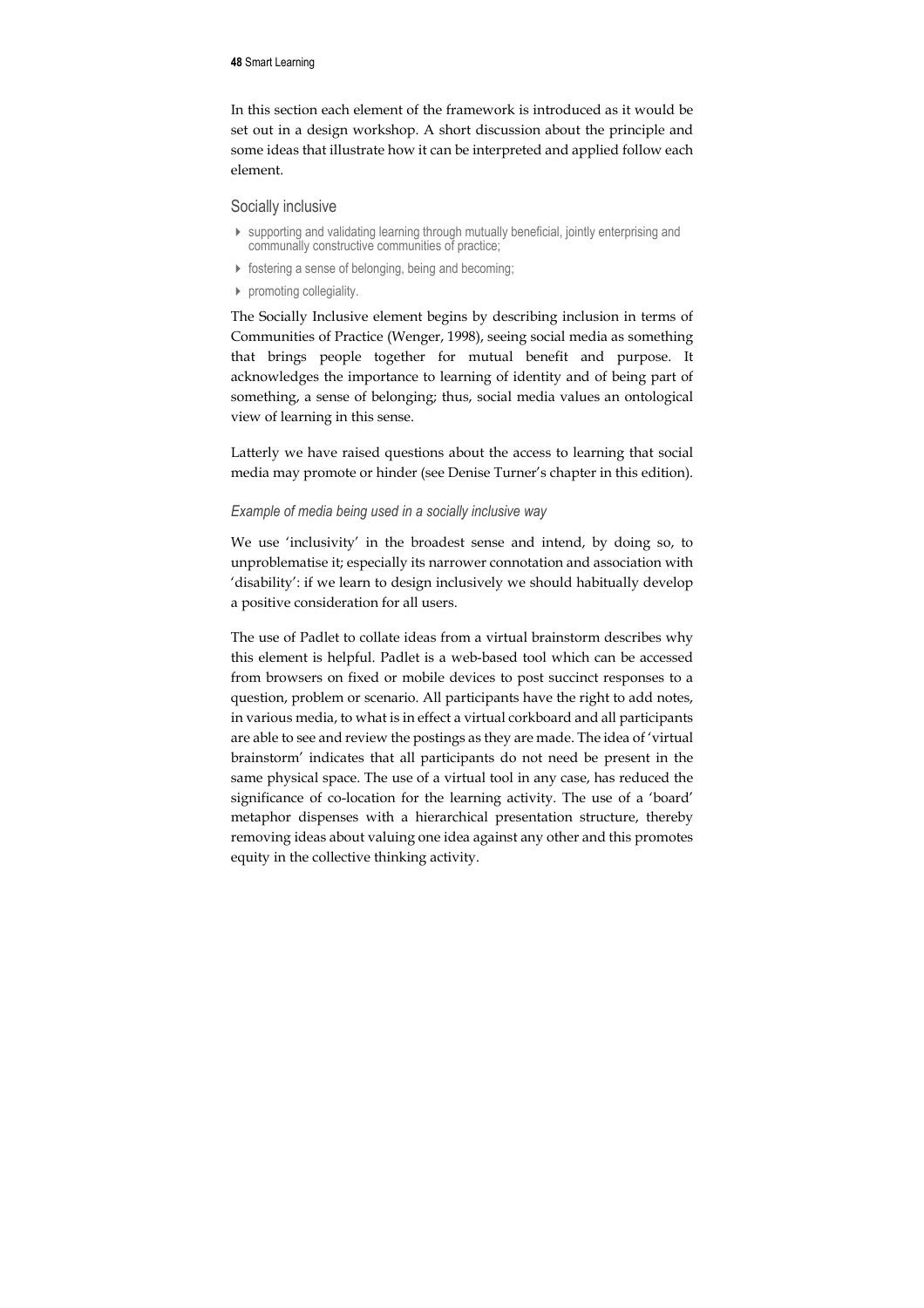In this section each element of the framework is introduced as it would be set out in a design workshop. A short discussion about the principle and some ideas that illustrate how it can be interpreted and applied follow each element.

## Socially inclusive

- supporting and validating learning through mutually beneficial, jointly enterprising and communally constructive communities of practice;
- fostering a sense of belonging, being and becoming;
- promoting collegiality.

The Socially Inclusive element begins by describing inclusion in terms of Communities of Practice (Wenger, 1998), seeing social media as something that brings people together for mutual benefit and purpose. It acknowledges the importance to learning of identity and of being part of something, a sense of belonging; thus, social media values an ontological view of learning in this sense.

Latterly we have raised questions about the access to learning that social media may promote or hinder (see Denise Turner's chapter in this edition).

### *Example of media being used in a socially inclusive way*

We use 'inclusivity' in the broadest sense and intend, by doing so, to unproblematise it; especially its narrower connotation and association with 'disability': if we learn to design inclusively we should habitually develop a positive consideration for all users.

The use of Padlet to collate ideas from a virtual brainstorm describes why this element is helpful. Padlet is a web-based tool which can be accessed from browsers on fixed or mobile devices to post succinct responses to a question, problem or scenario. All participants have the right to add notes, in various media, to what is in effect a virtual corkboard and all participants are able to see and review the postings as they are made. The idea of 'virtual brainstorm' indicates that all participants do not need be present in the same physical space. The use of a virtual tool in any case, has reduced the significance of co-location for the learning activity. The use of a 'board' metaphor dispenses with a hierarchical presentation structure, thereby removing ideas about valuing one idea against any other and this promotes equity in the collective thinking activity.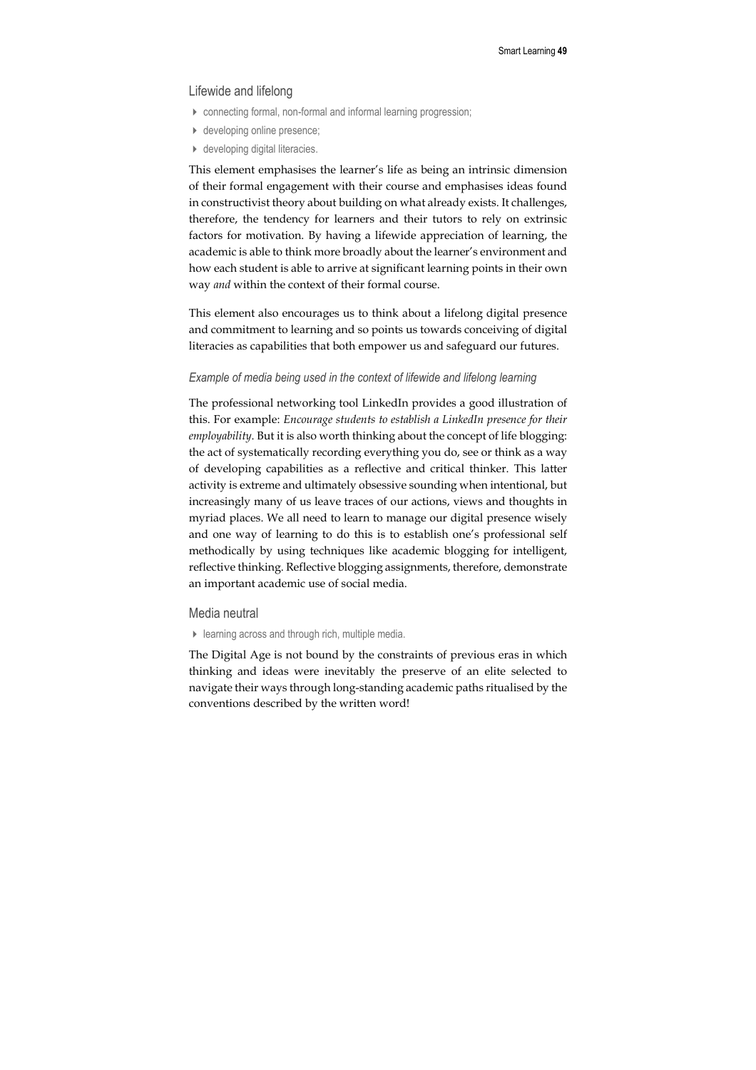## Lifewide and lifelong

- connecting formal, non-formal and informal learning progression;
- developing online presence;
- developing digital literacies.

This element emphasises the learner's life as being an intrinsic dimension of their formal engagement with their course and emphasises ideas found in constructivist theory about building on what already exists. It challenges, therefore, the tendency for learners and their tutors to rely on extrinsic factors for motivation. By having a lifewide appreciation of learning, the academic is able to think more broadly about the learner's environment and how each student is able to arrive at significant learning points in their own way *and* within the context of their formal course.

This element also encourages us to think about a lifelong digital presence and commitment to learning and so points us towards conceiving of digital literacies as capabilities that both empower us and safeguard our futures.

### *Example of media being used in the context of lifewide and lifelong learning*

The professional networking tool LinkedIn provides a good illustration of this. For example: *Encourage students to establish a LinkedIn presence for their employability*. But it is also worth thinking about the concept of life blogging: the act of systematically recording everything you do, see or think as a way of developing capabilities as a reflective and critical thinker. This latter activity is extreme and ultimately obsessive sounding when intentional, but increasingly many of us leave traces of our actions, views and thoughts in myriad places. We all need to learn to manage our digital presence wisely and one way of learning to do this is to establish one's professional self methodically by using techniques like academic blogging for intelligent, reflective thinking. Reflective blogging assignments, therefore, demonstrate an important academic use of social media.

## Media neutral

- learning across and through rich, multiple media.

The Digital Age is not bound by the constraints of previous eras in which thinking and ideas were inevitably the preserve of an elite selected to navigate their ways through long-standing academic paths ritualised by the conventions described by the written word!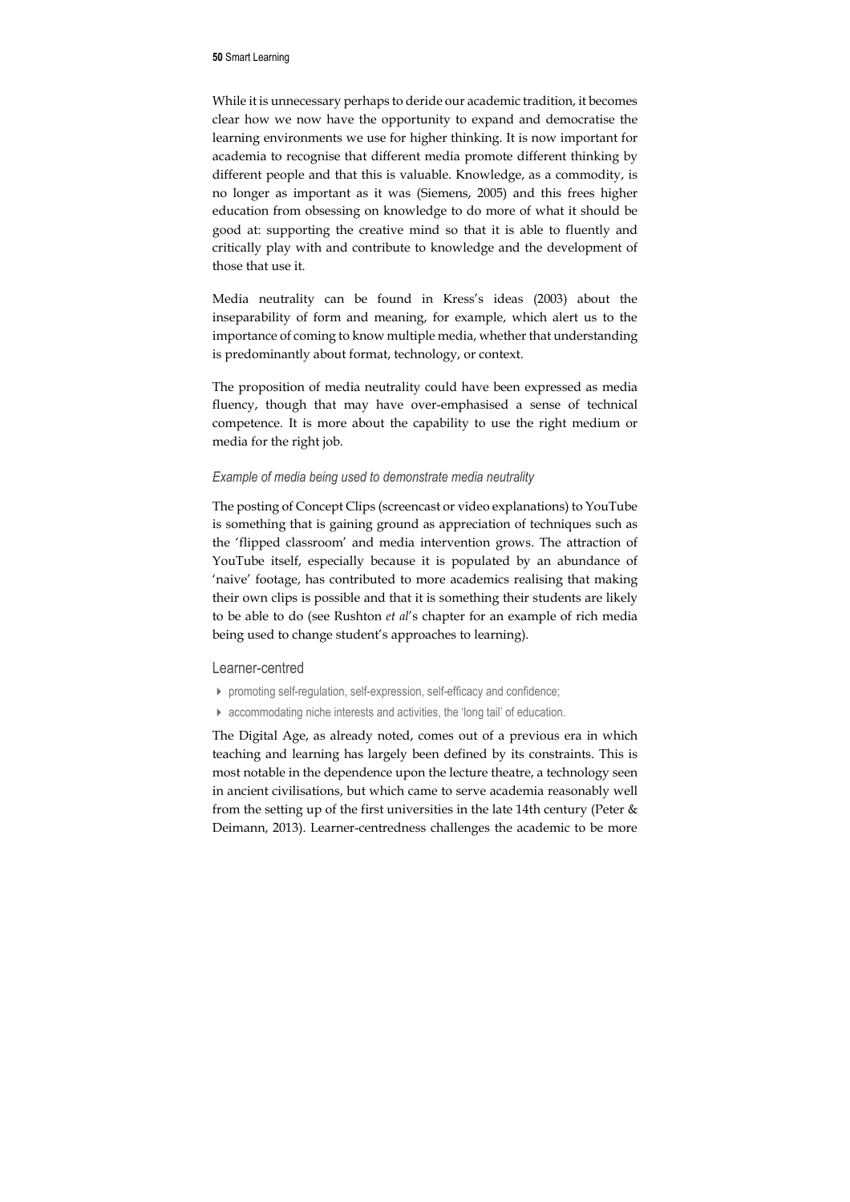While it is unnecessary perhaps to deride our academic tradition, it becomes clear how we now have the opportunity to expand and democratise the learning environments we use for higher thinking. It is now important for academia to recognise that different media promote different thinking by different people and that this is valuable. Knowledge, as a commodity, is no longer as important as it was (Siemens, 2005) and this frees higher education from obsessing on knowledge to do more of what it should be good at: supporting the creative mind so that it is able to fluently and critically play with and contribute to knowledge and the development of those that use it.

Media neutrality can be found in Kress's ideas (2003) about the inseparability of form and meaning, for example, which alert us to the importance of coming to know multiple media, whether that understanding is predominantly about format, technology, or context.

The proposition of media neutrality could have been expressed as media fluency, though that may have over-emphasised a sense of technical competence. It is more about the capability to use the right medium or media for the right job.

*Example of media being used to demonstrate media neutrality*

The posting of Concept Clips (screencast or video explanations) to YouTube is something that is gaining ground as appreciation of techniques such as the 'flipped classroom' and media intervention grows. The attraction of YouTube itself, especially because it is populated by an abundance of 'naive' footage, has contributed to more academics realising that making their own clips is possible and that it is something their students are likely to be able to do (see Rushton *et al*'s chapter for an example of rich media being used to change student's approaches to learning).

### Learner-centred

- promoting self-regulation, self-expression, self-efficacy and confidence;
- accommodating niche interests and activities, the 'long tail' of education.

The Digital Age, as already noted, comes out of a previous era in which teaching and learning has largely been defined by its constraints. This is most notable in the dependence upon the lecture theatre, a technology seen in ancient civilisations, but which came to serve academia reasonably well from the setting up of the first universities in the late 14th century (Peter & Deimann, 2013). Learner-centredness challenges the academic to be more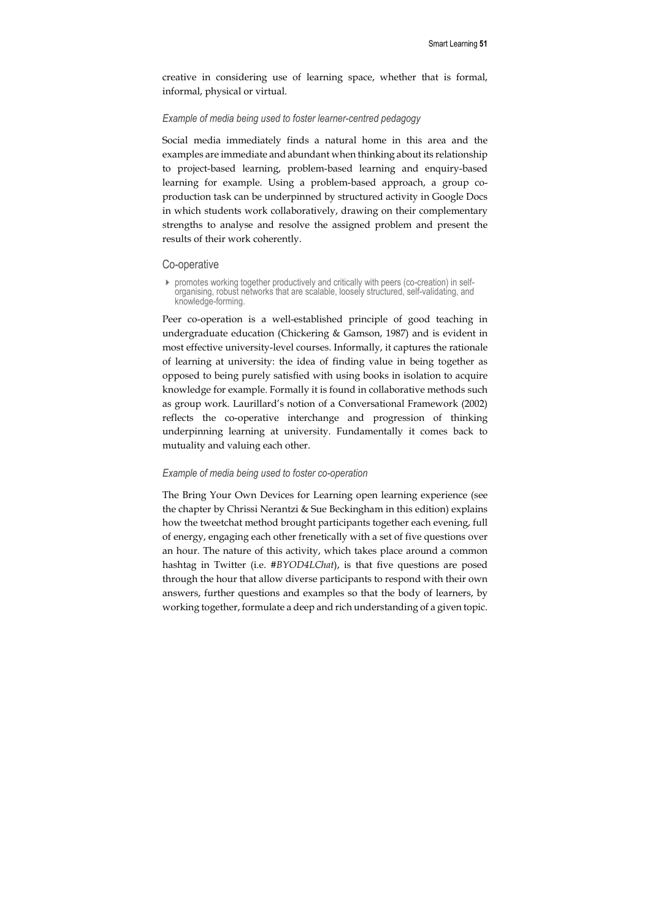creative in considering use of learning space, whether that is formal, informal, physical or virtual.

### *Example of media being used to foster learner-centred pedagogy*

Social media immediately finds a natural home in this area and the examples are immediate and abundant when thinking about its relationship to project-based learning, problem-based learning and enquiry-based learning for example. Using a problem-based approach, a group co-production task can be underpinned by structured activity in Google Docs in which students work collaboratively, drawing on their complementary strengths to analyse and resolve the assigned problem and present the results of their work coherently.

## Co-operative

- promotes working together productively and critically with peers (co-creation) in self-organising, robust networks that are scalable, loosely structured, self-validating, and knowledge-forming.

Peer co-operation is a well-established principle of good teaching in undergraduate education (Chickering & Gamson, 1987) and is evident in most effective university-level courses. Informally, it captures the rationale of learning at university: the idea of finding value in being together as opposed to being purely satisfied with using books in isolation to acquire knowledge for example. Formally it is found in collaborative methods such as group work. Laurillard's notion of a Conversational Framework (2002) reflects the co-operative interchange and progression of thinking underpinning learning at university. Fundamentally it comes back to mutuality and valuing each other.

### *Example of media being used to foster co-operation*

The Bring Your Own Devices for Learning open learning experience (see the chapter by Chrissi Nerantzi & Sue Beckingham in this edition) explains how the tweetchat method brought participants together each evening, full of energy, engaging each other frenetically with a set of five questions over an hour. The nature of this activity, which takes place around a common hashtag in Twitter (i.e. #*BYOD4LChat*), is that five questions are posed through the hour that allow diverse participants to respond with their own answers, further questions and examples so that the body of learners, by working together, formulate a deep and rich understanding of a given topic.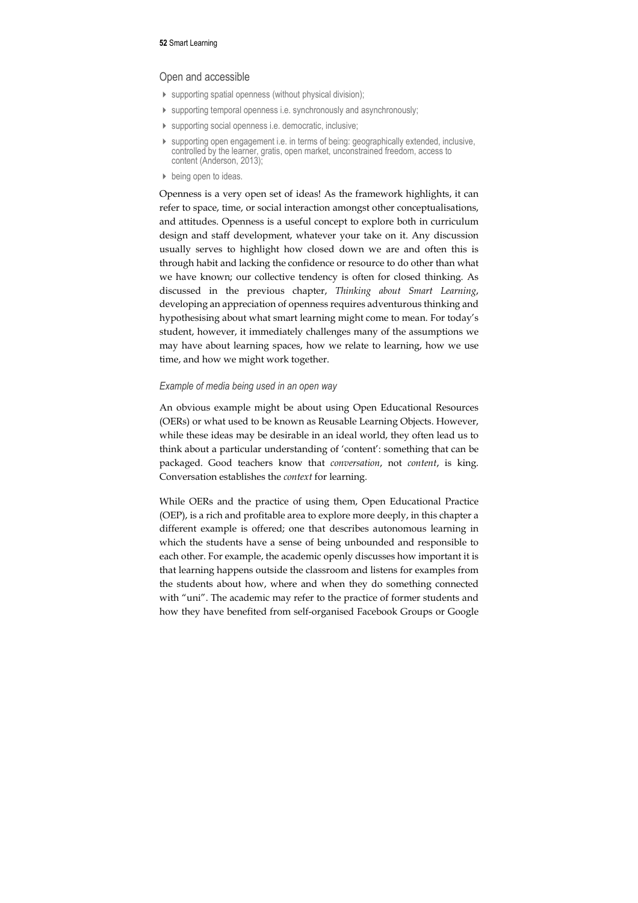## Open and accessible

- supporting spatial openness (without physical division);
- supporting temporal openness i.e. synchronously and asynchronously;
- supporting social openness i.e. democratic, inclusive;
- supporting open engagement i.e. in terms of being: geographically extended, inclusive, controlled by the learner, gratis, open market, unconstrained freedom, access to content (Anderson, 2013);
- being open to ideas.

Openness is a very open set of ideas! As the framework highlights, it can refer to space, time, or social interaction amongst other conceptualisations, and attitudes. Openness is a useful concept to explore both in curriculum design and staff development, whatever your take on it. Any discussion usually serves to highlight how closed down we are and often this is through habit and lacking the confidence or resource to do other than what we have known; our collective tendency is often for closed thinking. As discussed in the previous chapter, *Thinking about Smart Learning*, developing an appreciation of openness requires adventurous thinking and hypothesising about what smart learning might come to mean. For today's student, however, it immediately challenges many of the assumptions we may have about learning spaces, how we relate to learning, how we use time, and how we might work together.

### *Example of media being used in an open way*

An obvious example might be about using Open Educational Resources (OERs) or what used to be known as Reusable Learning Objects. However, while these ideas may be desirable in an ideal world, they often lead us to think about a particular understanding of 'content': something that can be packaged. Good teachers know that *conversation*, not *content*, is king. Conversation establishes the *context* for learning.

While OERs and the practice of using them, Open Educational Practice (OEP), is a rich and profitable area to explore more deeply, in this chapter a different example is offered; one that describes autonomous learning in which the students have a sense of being unbounded and responsible to each other. For example, the academic openly discusses how important it is that learning happens outside the classroom and listens for examples from the students about how, where and when they do something connected with "uni". The academic may refer to the practice of former students and how they have benefited from self-organised Facebook Groups or Google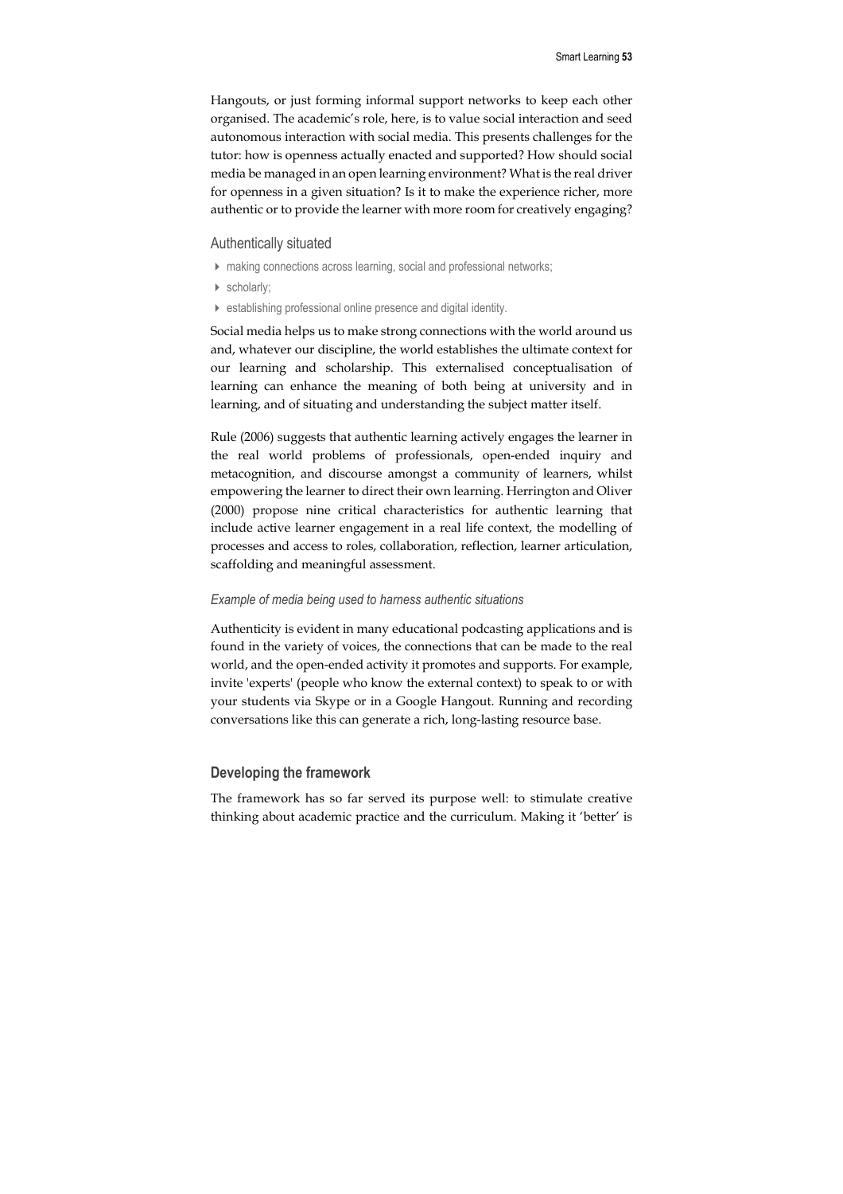Hangouts, or just forming informal support networks to keep each other organised. The academic's role, here, is to value social interaction and seed autonomous interaction with social media. This presents challenges for the tutor: how is openness actually enacted and supported? How should social media be managed in an open learning environment? What is the real driver for openness in a given situation? Is it to make the experience richer, more authentic or to provide the learner with more room for creatively engaging?

### Authentically situated

- making connections across learning, social and professional networks;
- scholarly;
- establishing professional online presence and digital identity.

Social media helps us to make strong connections with the world around us and, whatever our discipline, the world establishes the ultimate context for our learning and scholarship. This externalised conceptualisation of learning can enhance the meaning of both being at university and in learning, and of situating and understanding the subject matter itself.

Rule (2006) suggests that authentic learning actively engages the learner in the real world problems of professionals, open-ended inquiry and metacognition, and discourse amongst a community of learners, whilst empowering the learner to direct their own learning. Herrington and Oliver (2000) propose nine critical characteristics for authentic learning that include active learner engagement in a real life context, the modelling of processes and access to roles, collaboration, reflection, learner articulation, scaffolding and meaningful assessment.

*Example of media being used to harness authentic situations*

Authenticity is evident in many educational podcasting applications and is found in the variety of voices, the connections that can be made to the real world, and the open-ended activity it promotes and supports. For example, invite 'experts' (people who know the external context) to speak to or with your students via Skype or in a Google Hangout. Running and recording conversations like this can generate a rich, long-lasting resource base.

## Developing the framework

The framework has so far served its purpose well: to stimulate creative thinking about academic practice and the curriculum. Making it 'better' is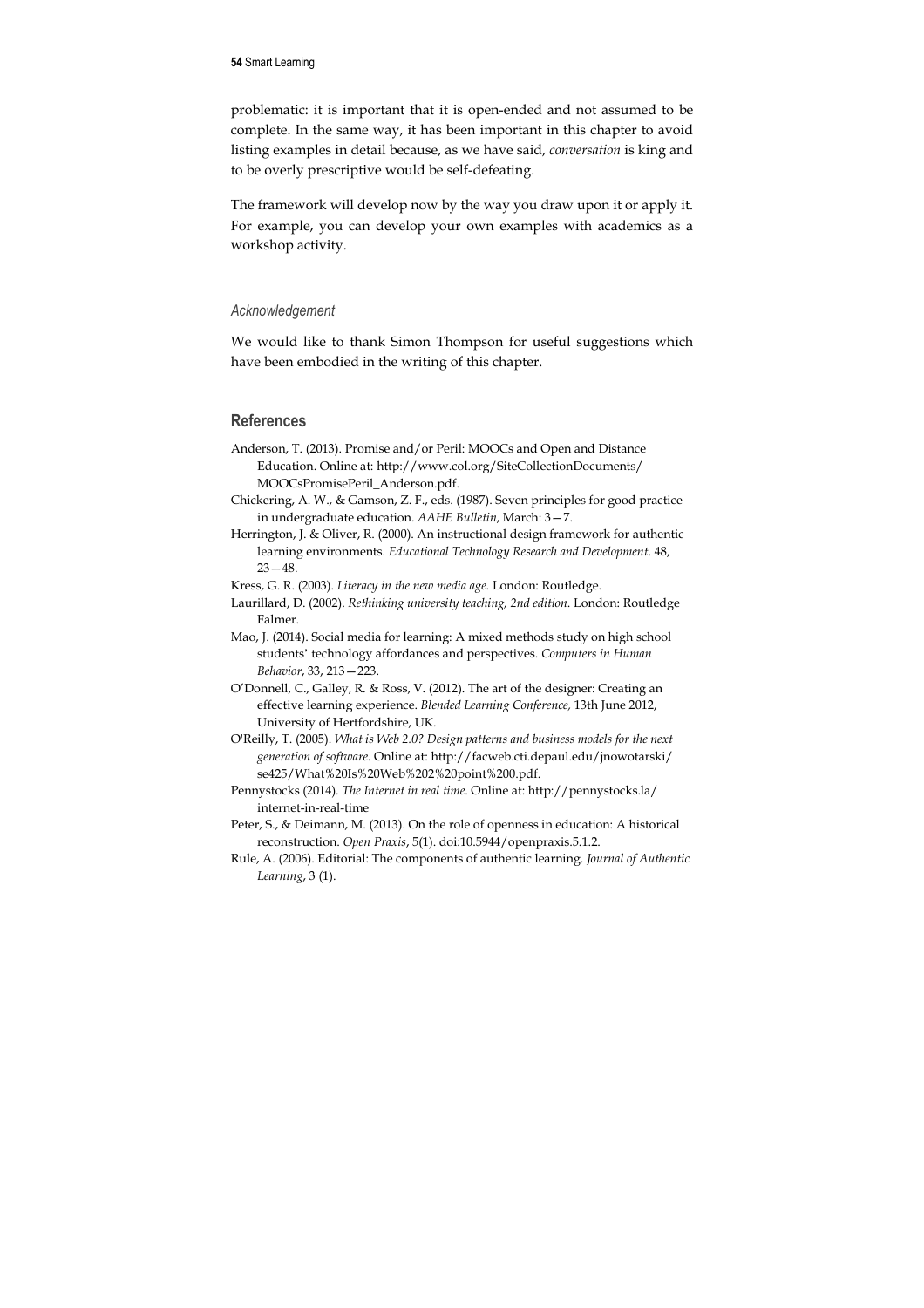problematic: it is important that it is open-ended and not assumed to be complete. In the same way, it has been important in this chapter to avoid listing examples in detail because, as we have said, *conversation* is king and to be overly prescriptive would be self-defeating.

The framework will develop now by the way you draw upon it or apply it. For example, you can develop your own examples with academics as a workshop activity.

### *Acknowledgement*

We would like to thank Simon Thompson for useful suggestions which have been embodied in the writing of this chapter.

## References

Anderson, T. (2013). Promise and/or Peril: MOOCs and Open and Distance Education. Online at: http://www.col.org/SiteCollectionDocuments/MOOCsPromisePeril_Anderson.pdf.

Chickering, A. W., & Gamson, Z. F., eds. (1987). Seven principles for good practice in undergraduate education. *AAHE Bulletin*, March: 3—7.

Herrington, J. & Oliver, R. (2000). An instructional design framework for authentic learning environments. *Educational Technology Research and Development*. 48, 23—48.

Kress, G. R. (2003). *Literacy in the new media age*. London: Routledge.

Laurillard, D. (2002). *Rethinking university teaching, 2nd edition*. London: Routledge Falmer.

Mao, J. (2014). Social media for learning: A mixed methods study on high school students' technology affordances and perspectives. *Computers in Human Behavior*, 33, 213—223.

O'Donnell, C., Galley, R. & Ross, V. (2012). The art of the designer: Creating an effective learning experience. *Blended Learning Conference,* 13th June 2012, University of Hertfordshire, UK.

O'Reilly, T. (2005). *What is Web 2.0? Design patterns and business models for the next generation of software*. Online at: http://facweb.cti.depaul.edu/jnowotarski/se425/What%20Is%20Web%202%20point%200.pdf.

Pennystocks (2014). *The Internet in real time*. Online at: http://pennystocks.la/internet-in-real-time

Peter, S., & Deimann, M. (2013). On the role of openness in education: A historical reconstruction. *Open Praxis*, 5(1). doi:10.5944/openpraxis.5.1.2.

Rule, A. (2006). Editorial: The components of authentic learning. *Journal of Authentic Learning*, 3 (1).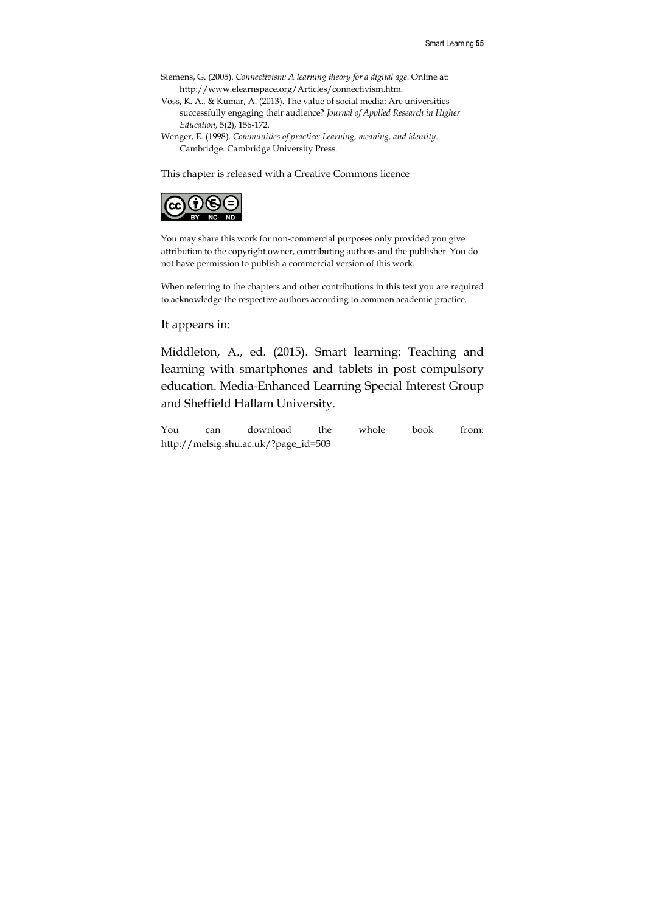Siemens, G. (2005). *Connectivism: A learning theory for a digital age*. Online at: http://www.elearnspace.org/Articles/connectivism.htm.

Voss, K. A., & Kumar, A. (2013). The value of social media: Are universities successfully engaging their audience? *Journal of Applied Research in Higher Education*, 5(2), 156-172.

Wenger, E. (1998). *Communities of practice: Learning, meaning, and identity*. Cambridge. Cambridge University Press.

This chapter is released with a Creative Commons licence

You may share this work for non-commercial purposes only provided you give attribution to the copyright owner, contributing authors and the publisher. You do not have permission to publish a commercial version of this work.

When referring to the chapters and other contributions in this text you are required to acknowledge the respective authors according to common academic practice.

It appears in:

Middleton, A., ed. (2015). Smart learning: Teaching and learning with smartphones and tablets in post compulsory education. Media-Enhanced Learning Special Interest Group and Sheffield Hallam University.

You can download the whole book from: http://melsig.shu.ac.uk/?page_id=503